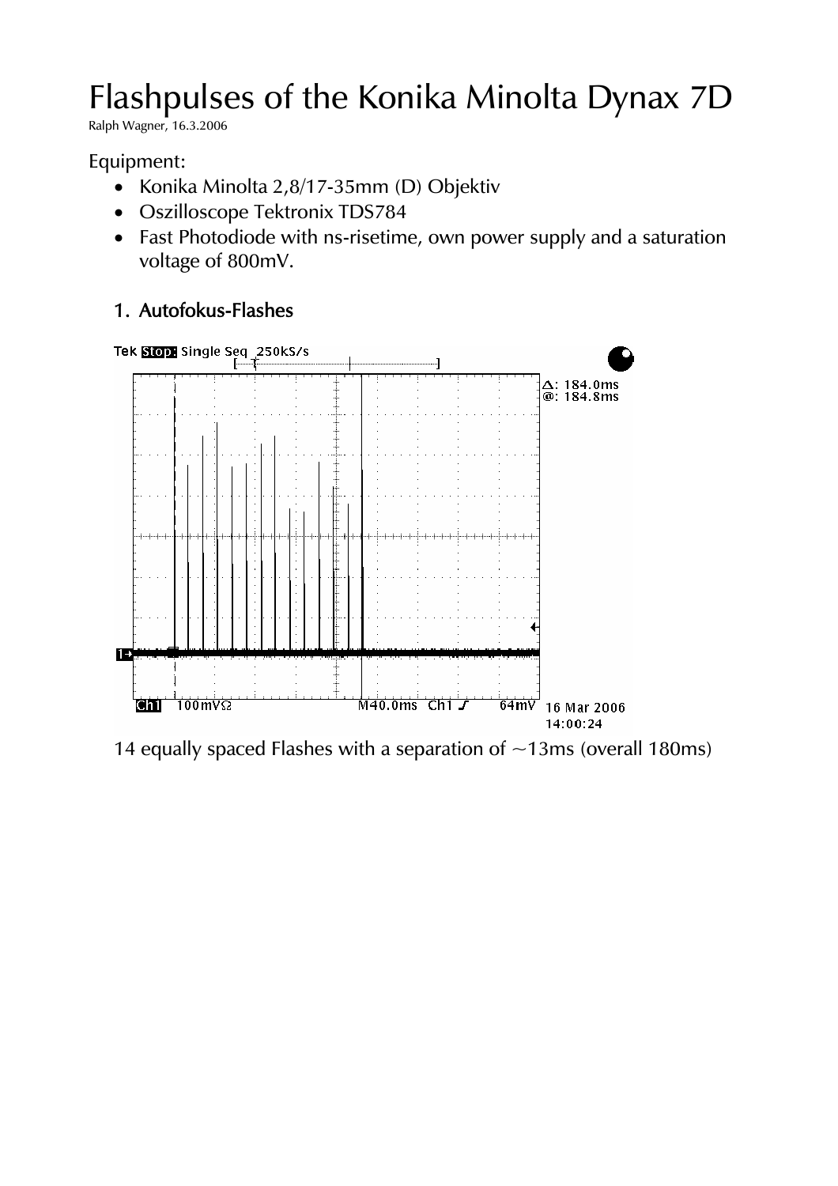# Flashpulses of the Konika Minolta Dynax 7D

Ralph Wagner, 16.3.2006

Equipment:

- Konika Minolta 2,8/17-35mm (D) Objektiv
- Oszilloscope Tektronix TDS784
- Fast Photodiode with ns-risetime, own power supply and a saturation voltage of 800mV.

## 1. Autofokus-Flashes

Tek Stop: Single Seq 250kS/s

Δ: 184.0ms
@: 184.8ms

Ch1 100mVΩ M40.0ms Ch1 ∫ 64mV 16 Mar 2006 14:00:24

14 equally spaced Flashes with a separation of ~13ms (overall 180ms)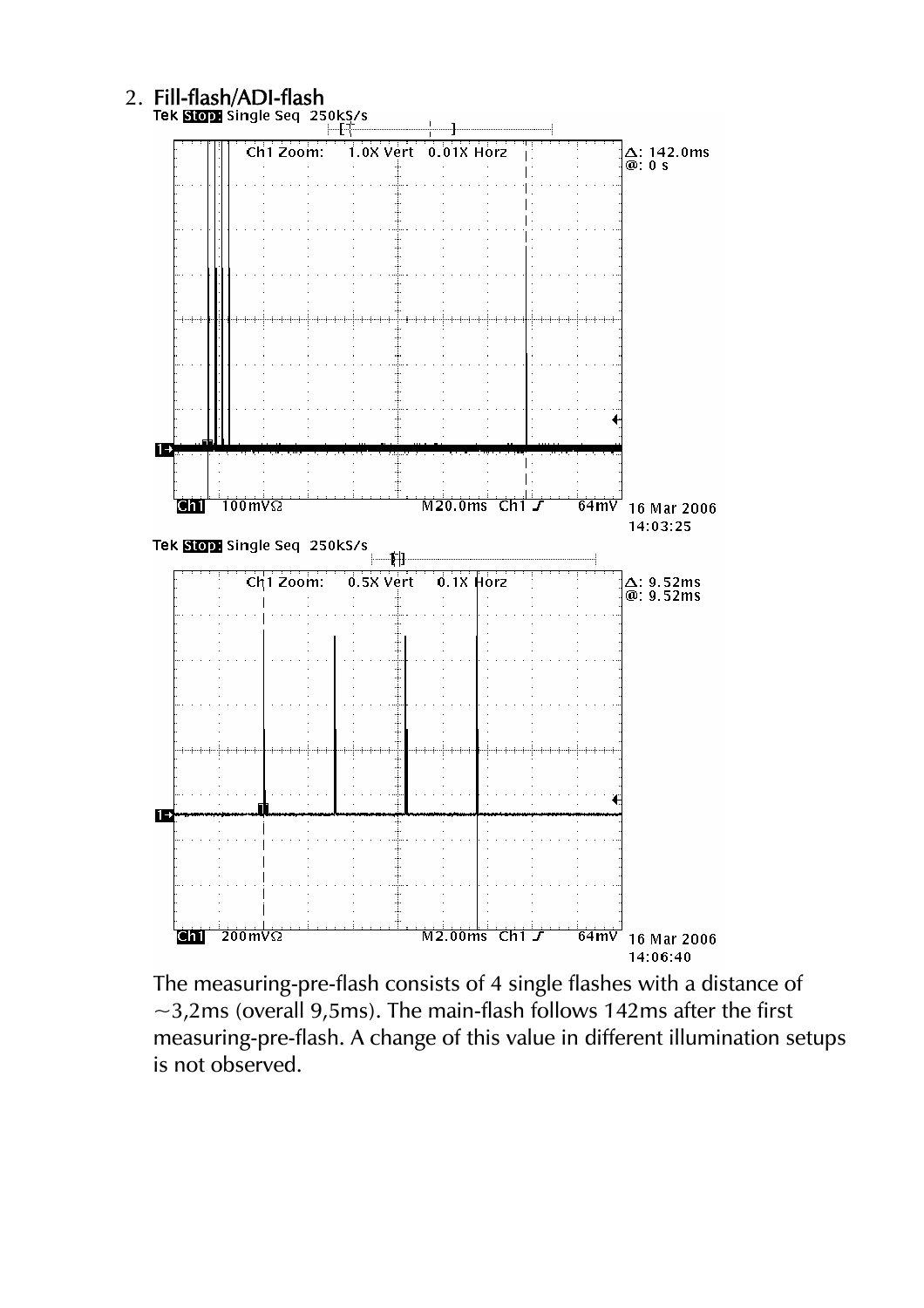2. **Fill-flash/ADI-flash**

Tek Stop: Single Seq 250kS/s

Ch1 Zoom: 1.0X Vert 0.01X Horz

Δ: 142.0ms
@: 0 s

Ch1 100mVΩ M20.0ms Ch1 ʃ 64mV 16 Mar 2006 14:03:25

Tek Stop: Single Seq 250kS/s

Ch1 Zoom: 0.5X Vert 0.1X Horz

Δ: 9.52ms
@: 9.52ms

Ch1 200mVΩ M2.00ms Ch1 ʃ 64mV 16 Mar 2006 14:06:40

The measuring-pre-flash consists of 4 single flashes with a distance of ~3,2ms (overall 9,5ms). The main-flash follows 142ms after the first measuring-pre-flash. A change of this value in different illumination setups is not observed.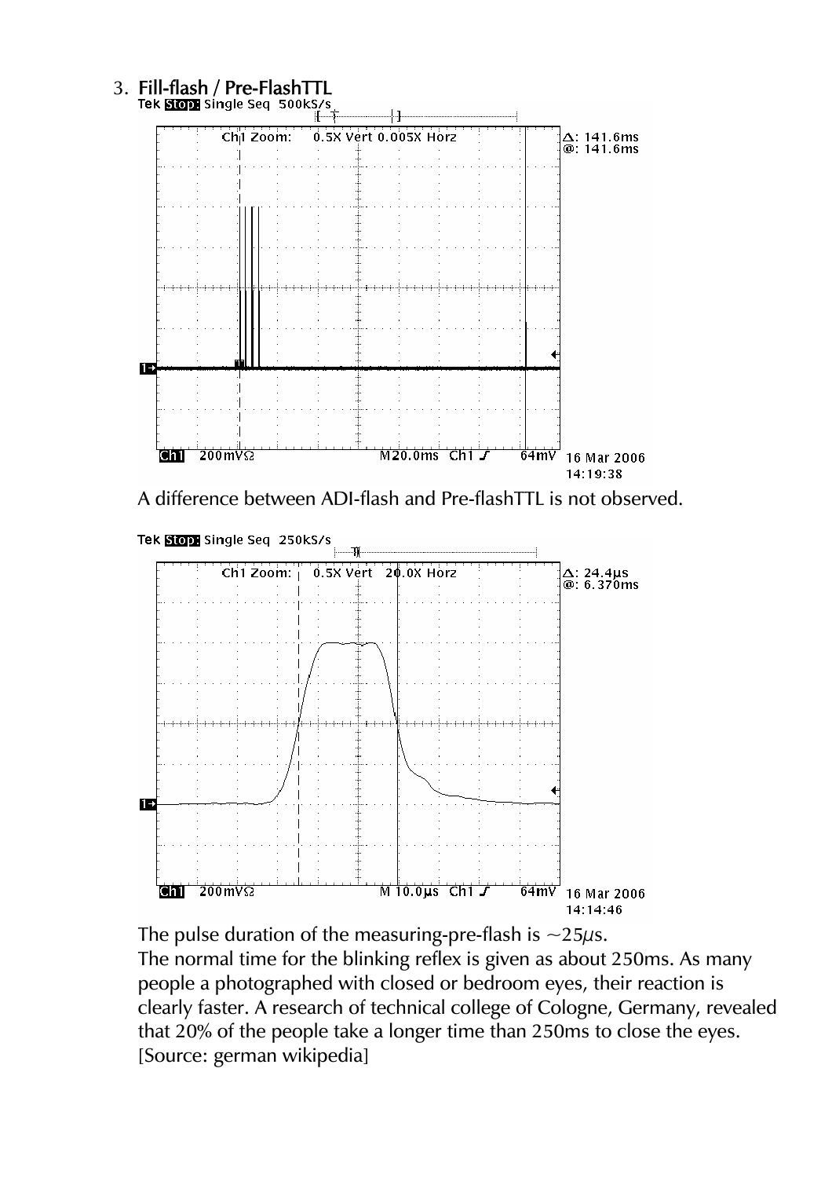3. **Fill-flash / Pre-FlashTTL**

Tek Stop: Single Seq 500kS/s

Ch1 Zoom: 0.5X Vert 0.005X Horz

Δ: 141.6ms
@: 141.6ms

Ch1 200mVΩ M20.0ms Ch1 ⨍ 64mV 16 Mar 2006
14:19:38

A difference between ADI-flash and Pre-flashTTL is not observed.

Tek Stop: Single Seq 250kS/s

Ch1 Zoom: 0.5X Vert 20.0X Horz

Δ: 24.4µs
@: 6.370ms

Ch1 200mVΩ M 10.0µs Ch1 ⨍ 64mV 16 Mar 2006
14:14:46

The pulse duration of the measuring-pre-flash is ~25$\mu$s.
The normal time for the blinking reflex is given as about 250ms. As many people a photographed with closed or bedroom eyes, their reaction is clearly faster. A research of technical college of Cologne, Germany, revealed that 20% of the people take a longer time than 250ms to close the eyes. [Source: german wikipedia]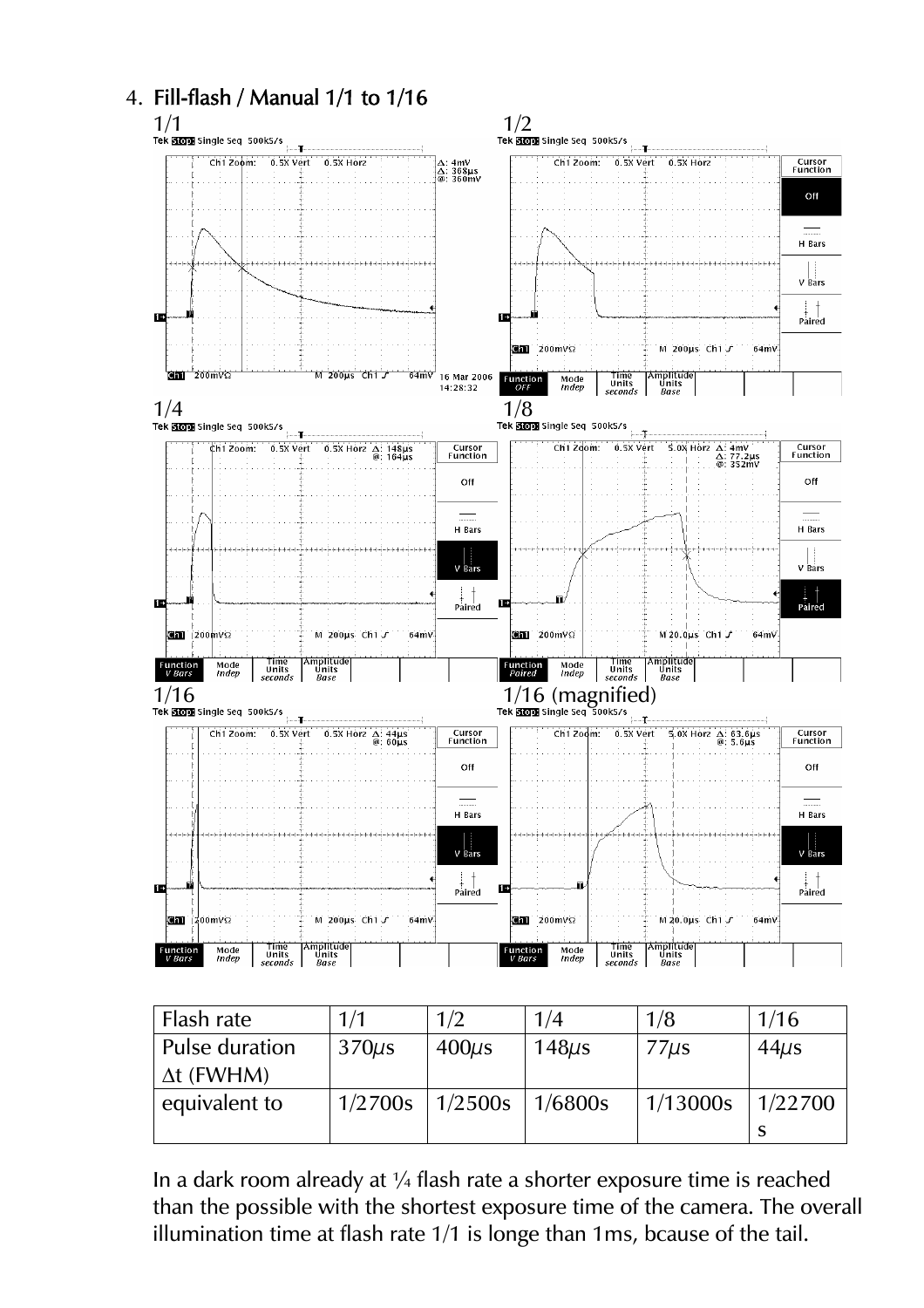4. **Fill-flash / Manual 1/1 to 1/16**

1/1

Tek Stop Single Seq 500kS/s

Ch1 Zoom: 0.5X Vert 0.5X Horz

Δ: 4mV
Δ: 368μs
@: 360mV

Ch1 200mVΩ M 200μs Ch1 ƒ 64mV 16 Mar 2006 14:28:32

1/2

Tek Stop Single Seq 500kS/s

Ch1 Zoom: 0.5X Vert 0.5X Horz

Cursor Function
Off
H Bars
V Bars
Paired

Ch1 200mVΩ M 200μs Ch1 ƒ 64mV

Function OFF | Mode Indep | Time Units seconds | Amplitude Units Base

1/4

Tek Stop Single Seq 500kS/s

Ch1 Zoom: 0.5X Vert 0.5X Horz Δ: 148μs @: 164μs

Cursor Function
Off
H Bars
V Bars
Paired

Ch1 200mVΩ M 200μs Ch1 ƒ 64mV

Function V Bars | Mode Indep | Time Units seconds | Amplitude Units Base

1/8

Tek Stop Single Seq 500kS/s

Ch1 Zoom: 0.5X Vert 5.0X Horz Δ: 4mV Δ: 77.2μs @: 352mV

Cursor Function
Off
H Bars
V Bars
Paired

Ch1 200mVΩ M 20.0μs Ch1 ƒ 64mV

Function Paired | Mode Indep | Time Units seconds | Amplitude Units Base

1/16

Tek Stop Single Seq 500kS/s

Ch1 Zoom: 0.5X Vert 0.5X Horz Δ: 44μs @: 60μs

Cursor Function
Off
H Bars
V Bars
Paired

Ch1 200mVΩ M 200μs Ch1 ƒ 64mV

Function V Bars | Mode Indep | Time Units seconds | Amplitude Units Base

1/16 (magnified)

Tek Stop Single Seq 500kS/s

Ch1 Zoom: 0.5X Vert 5.0X Horz Δ: 63.6μs @: 5.6μs

Cursor Function
Off
H Bars
V Bars
Paired

Ch1 200mVΩ M 20.0μs Ch1 ƒ 64mV

Function V Bars | Mode Indep | Time Units seconds | Amplitude Units Base

| Flash rate | 1/1 | 1/2 | 1/4 | 1/8 | 1/16 |
|---|---|---|---|---|---|
| Pulse duration Δt (FWHM) | 370μs | 400μs | 148μs | 77μs | 44μs |
| equivalent to | 1/2700s | 1/2500s | 1/6800s | 1/13000s | 1/22700s |

In a dark room already at ¼ flash rate a shorter exposure time is reached than the possible with the shortest exposure time of the camera. The overall illumination time at flash rate 1/1 is longe than 1ms, bcause of the tail.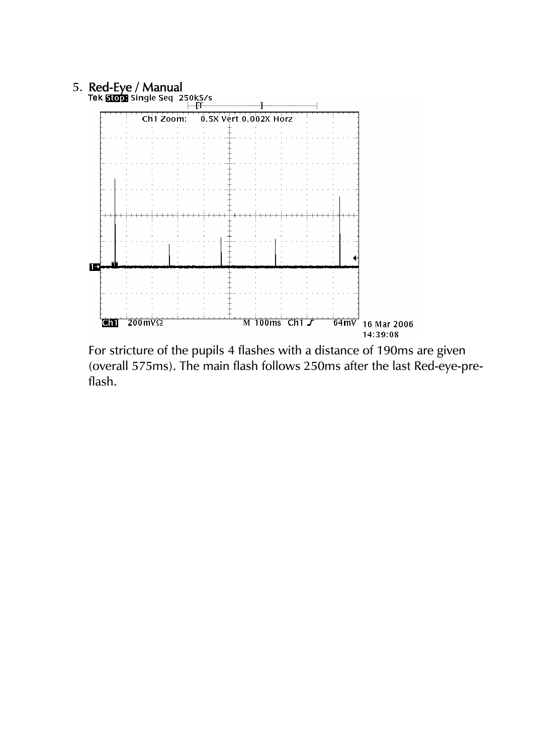5. Red-Eye / Manual

Tek Stop: Single Seq 250kS/s

Ch1 Zoom: 0.5X Vert 0.002X Horz

1→

Ch1 200mVΩ M 100ms Ch1 ∫ 64mV 16 Mar 2006 14:39:08

For stricture of the pupils 4 flashes with a distance of 190ms are given (overall 575ms). The main flash follows 250ms after the last Red-eye-pre-flash.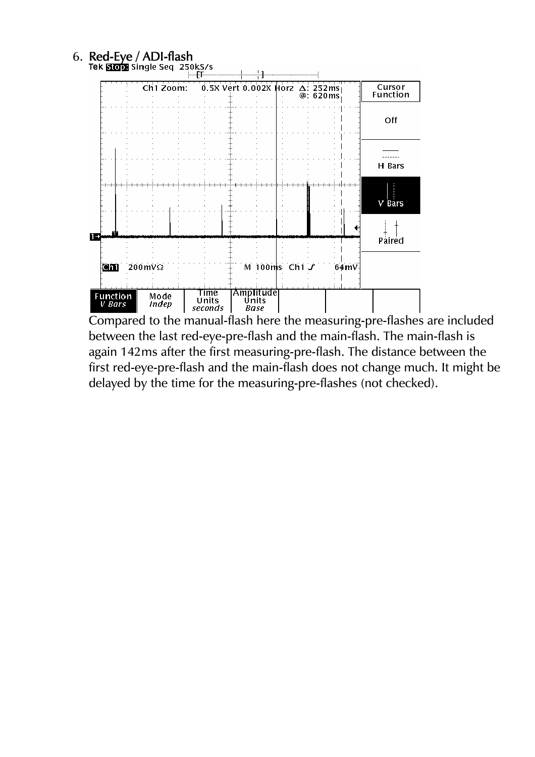6. Red-Eye / ADI-flash

Tek Stop: Single Seq 250kS/s

Ch1 Zoom: 0.5X Vert 0.002X Horz Δ: 252ms

@: 620ms

Cursor Function

Off

H Bars

V Bars

Paired

Ch1 200mVΩ M 100ms Ch1 ∫ 64mV

Function V Bars

Mode Indep

Time Units seconds

Amplitude Units Base

Compared to the manual-flash here the measuring-pre-flashes are included between the last red-eye-pre-flash and the main-flash. The main-flash is again 142ms after the first measuring-pre-flash. The distance between the first red-eye-pre-flash and the main-flash does not change much. It might be delayed by the time for the measuring-pre-flashes (not checked).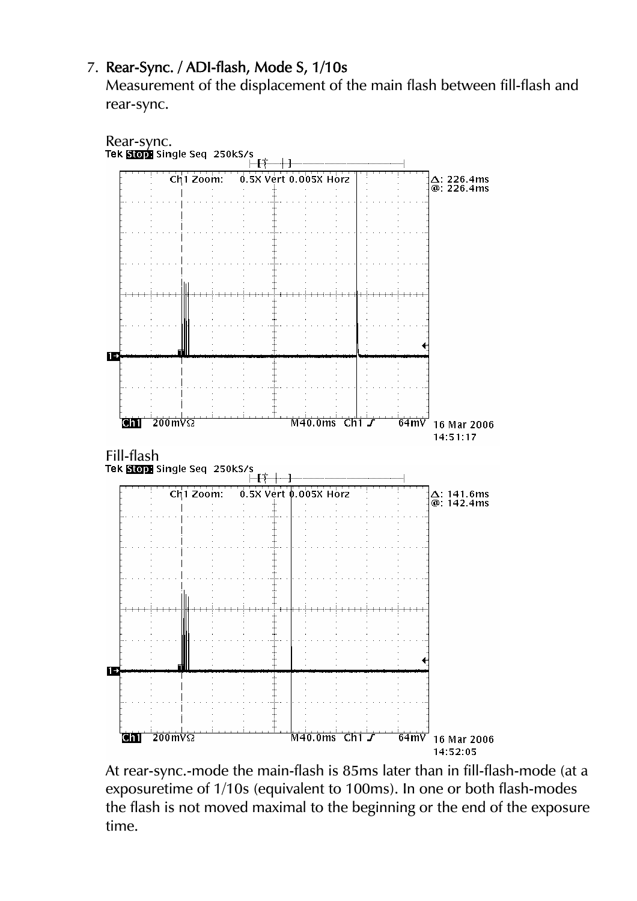7. **Rear-Sync. / ADI-flash, Mode S, 1/10s**
   Measurement of the displacement of the main flash between fill-flash and rear-sync.

Rear-sync.

Tek Stop: Single Seq 250kS/s

Ch1 Zoom: 0.5X Vert 0.005X Horz

Δ: 226.4ms
@: 226.4ms

Ch1 200mVΩ M40.0ms Ch1 ∫ 64mV 16 Mar 2006 14:51:17

Fill-flash

Tek Stop: Single Seq 250kS/s

Ch1 Zoom: 0.5X Vert 0.005X Horz

Δ: 141.6ms
@: 142.4ms

Ch1 200mVΩ M40.0ms Ch1 ∫ 64mV 16 Mar 2006 14:52:05

At rear-sync.-mode the main-flash is 85ms later than in fill-flash-mode (at a exposuretime of 1/10s (equivalent to 100ms). In one or both flash-modes the flash is not moved maximal to the beginning or the end of the exposure time.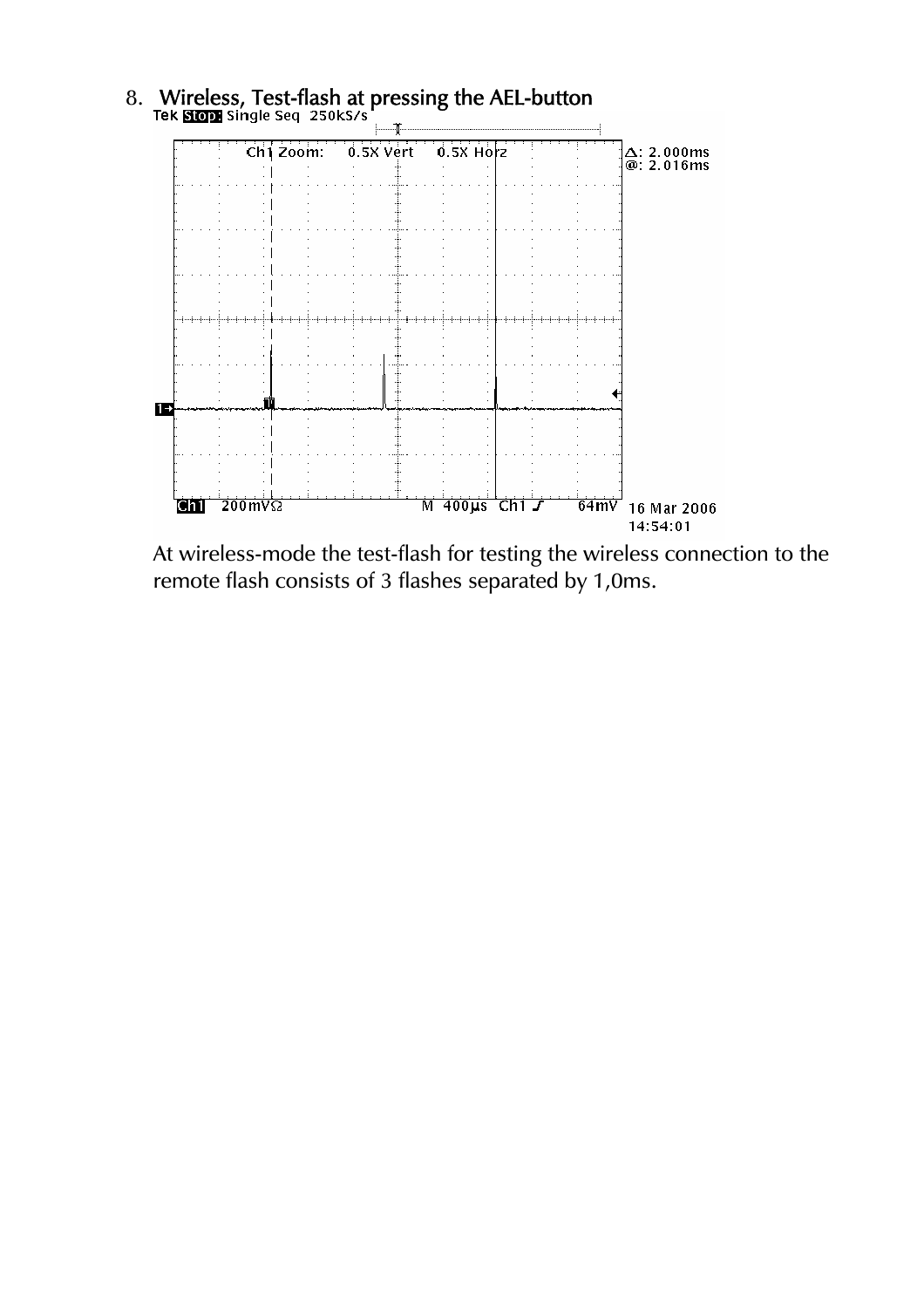8. **Wireless, Test-flash at pressing the AEL-button**

Tek Stop: Single Seq 250kS/s

Ch1 Zoom: 0.5X Vert 0.5X Horz

Δ: 2.000ms
@: 2.016ms

Ch1 200mVΩ M 400μs Ch1 ∫ 64mV 16 Mar 2006
14:54:01

At wireless-mode the test-flash for testing the wireless connection to the remote flash consists of 3 flashes separated by 1,0ms.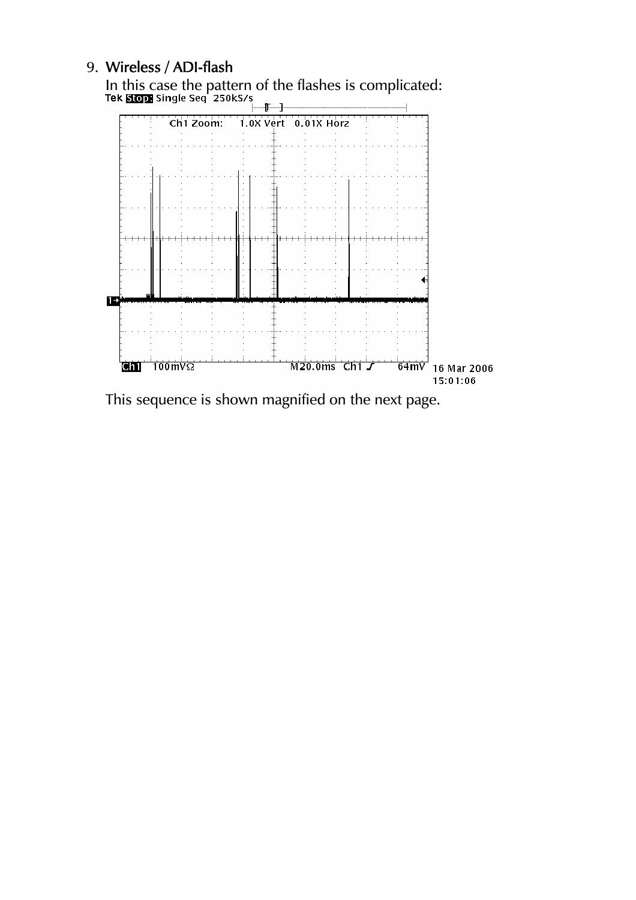9. **Wireless / ADI-flash**

   In this case the pattern of the flashes is complicated:

Tek Stop: Single Seq 250kS/s

Ch1 Zoom: 1.0X Vert 0.01X Horz

Ch1 100mVΩ M20.0ms Ch1 ∫ 64mV 16 Mar 2006 15:01:06

   This sequence is shown magnified on the next page.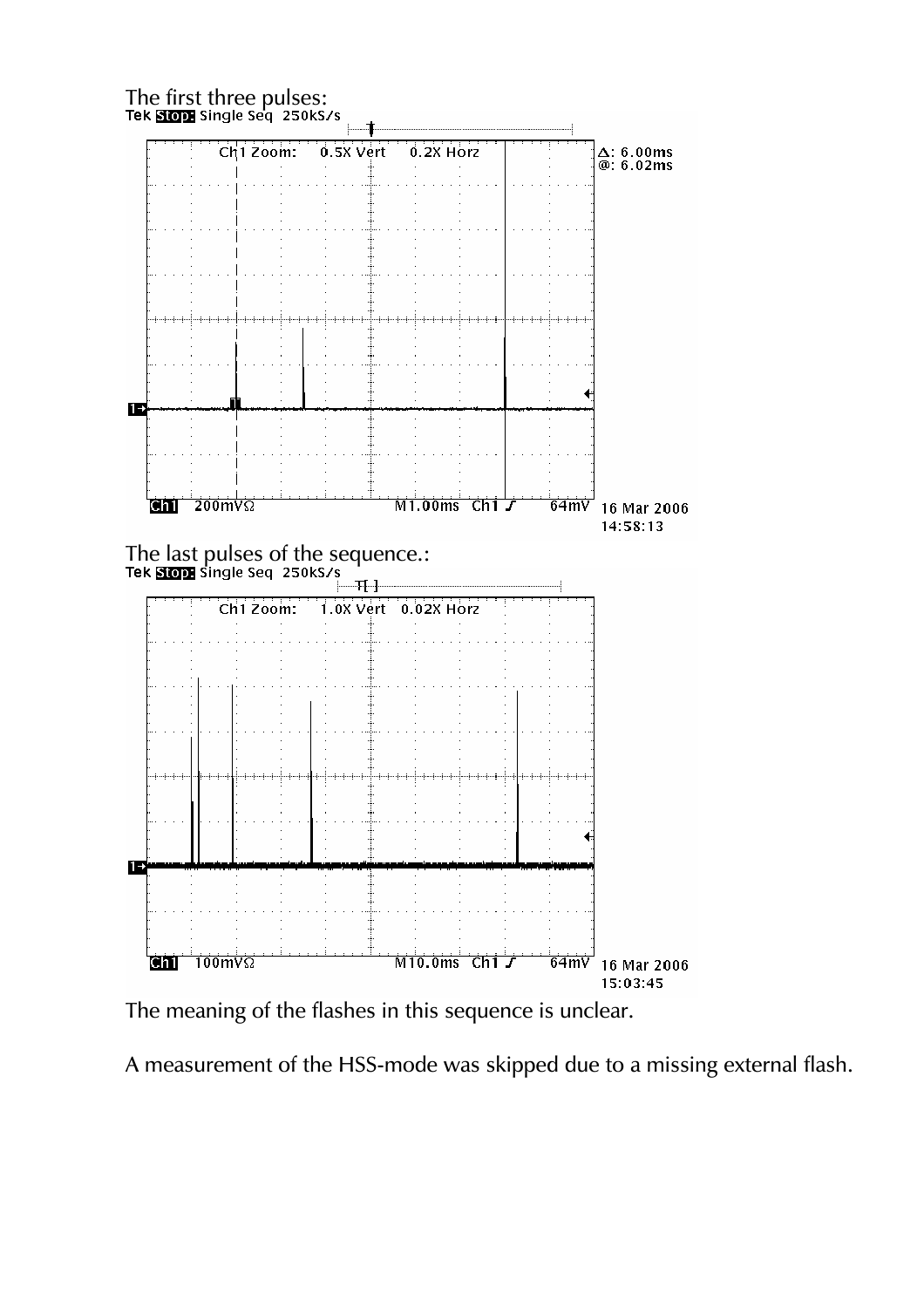The first three pulses:

Tek Stop: Single Seq 250kS/s

Ch1 Zoom: 0.5X Vert 0.2X Horz

Δ: 6.00ms
@: 6.02ms

Ch1 200mVΩ M1.00ms Ch1 ∫ 64mV 16 Mar 2006 14:58:13

The last pulses of the sequence.:

Tek Stop: Single Seq 250kS/s

Ch1 Zoom: 1.0X Vert 0.02X Horz

Ch1 100mVΩ M10.0ms Ch1 ∫ 64mV 16 Mar 2006 15:03:45

The meaning of the flashes in this sequence is unclear.

A measurement of the HSS-mode was skipped due to a missing external flash.